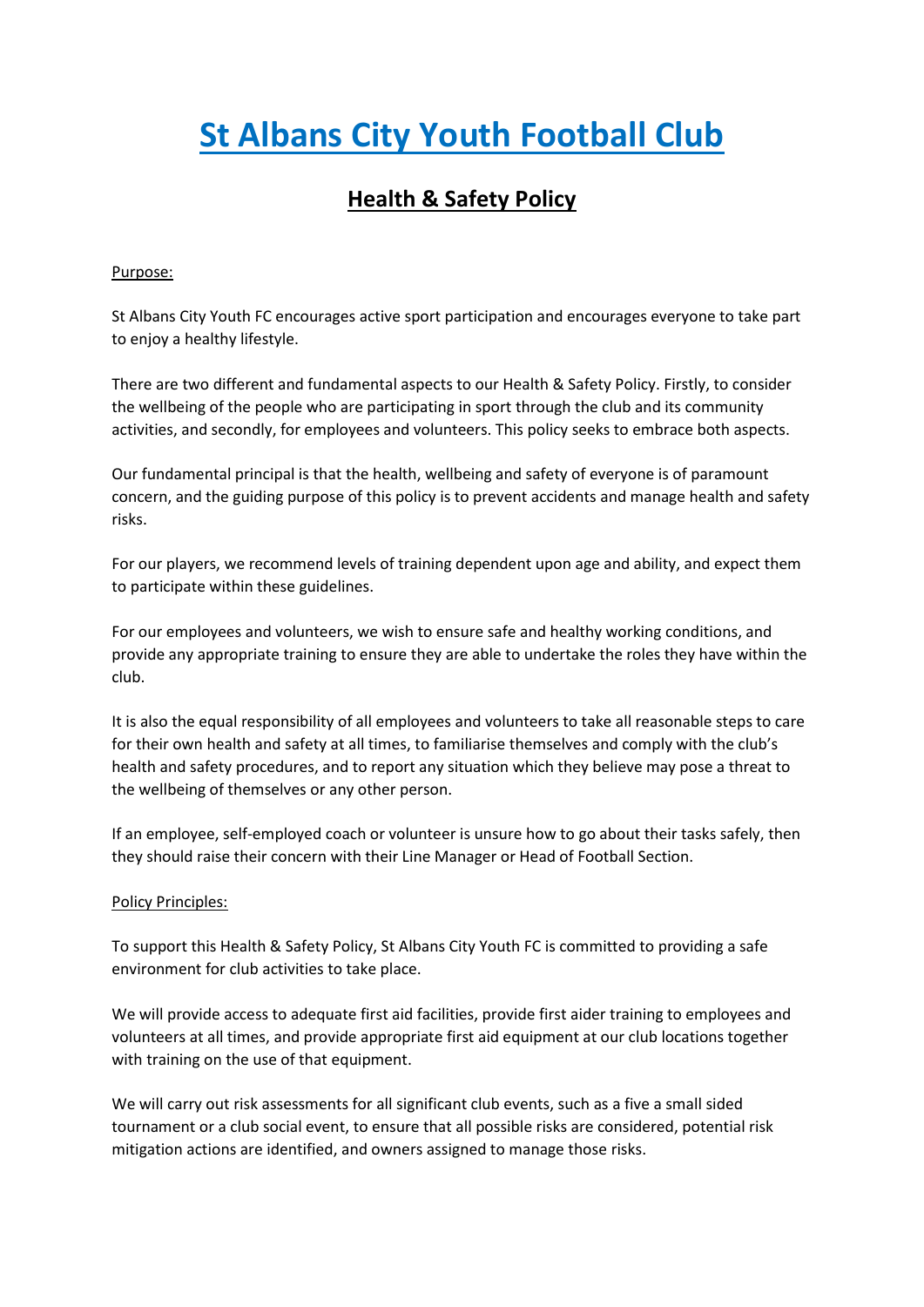# St Albans City Youth Football Club

## Health & Safety Policy

Purpose:

St Albans City Youth FC encourages active sport participation and encourages everyone to take part to enjoy a healthy lifestyle.

There are two different and fundamental aspects to our Health & Safety Policy. Firstly, to consider the wellbeing of the people who are participating in sport through the club and its community activities, and secondly, for employees and volunteers. This policy seeks to embrace both aspects.

Our fundamental principal is that the health, wellbeing and safety of everyone is of paramount concern, and the guiding purpose of this policy is to prevent accidents and manage health and safety risks.

For our players, we recommend levels of training dependent upon age and ability, and expect them to participate within these guidelines.

For our employees and volunteers, we wish to ensure safe and healthy working conditions, and provide any appropriate training to ensure they are able to undertake the roles they have within the club.

It is also the equal responsibility of all employees and volunteers to take all reasonable steps to care for their own health and safety at all times, to familiarise themselves and comply with the club's health and safety procedures, and to report any situation which they believe may pose a threat to the wellbeing of themselves or any other person.

If an employee, self-employed coach or volunteer is unsure how to go about their tasks safely, then they should raise their concern with their Line Manager or Head of Football Section.

Policy Principles:

To support this Health & Safety Policy, St Albans City Youth FC is committed to providing a safe environment for club activities to take place.

We will provide access to adequate first aid facilities, provide first aider training to employees and volunteers at all times, and provide appropriate first aid equipment at our club locations together with training on the use of that equipment.

We will carry out risk assessments for all significant club events, such as a five a small sided tournament or a club social event, to ensure that all possible risks are considered, potential risk mitigation actions are identified, and owners assigned to manage those risks.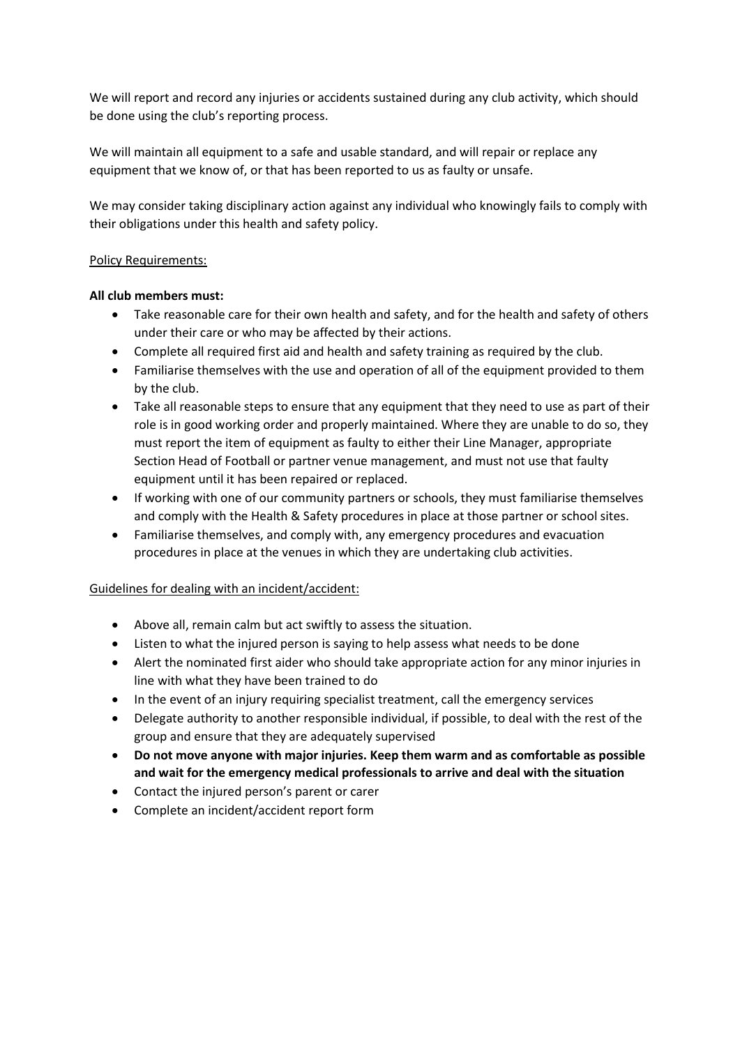We will report and record any injuries or accidents sustained during any club activity, which should be done using the club's reporting process.

We will maintain all equipment to a safe and usable standard, and will repair or replace any equipment that we know of, or that has been reported to us as faulty or unsafe.

We may consider taking disciplinary action against any individual who knowingly fails to comply with their obligations under this health and safety policy.

<u>Policy Requirements:</u>

**All club members must:**

- Take reasonable care for their own health and safety, and for the health and safety of others under their care or who may be affected by their actions.
- Complete all required first aid and health and safety training as required by the club.
- Familiarise themselves with the use and operation of all of the equipment provided to them by the club.
- Take all reasonable steps to ensure that any equipment that they need to use as part of their role is in good working order and properly maintained. Where they are unable to do so, they must report the item of equipment as faulty to either their Line Manager, appropriate Section Head of Football or partner venue management, and must not use that faulty equipment until it has been repaired or replaced.
- If working with one of our community partners or schools, they must familiarise themselves and comply with the Health & Safety procedures in place at those partner or school sites.
- Familiarise themselves, and comply with, any emergency procedures and evacuation procedures in place at the venues in which they are undertaking club activities.

<u>Guidelines for dealing with an incident/accident:</u>

- Above all, remain calm but act swiftly to assess the situation.
- Listen to what the injured person is saying to help assess what needs to be done
- Alert the nominated first aider who should take appropriate action for any minor injuries in line with what they have been trained to do
- In the event of an injury requiring specialist treatment, call the emergency services
- Delegate authority to another responsible individual, if possible, to deal with the rest of the group and ensure that they are adequately supervised
- **Do not move anyone with major injuries. Keep them warm and as comfortable as possible and wait for the emergency medical professionals to arrive and deal with the situation**
- Contact the injured person's parent or carer
- Complete an incident/accident report form